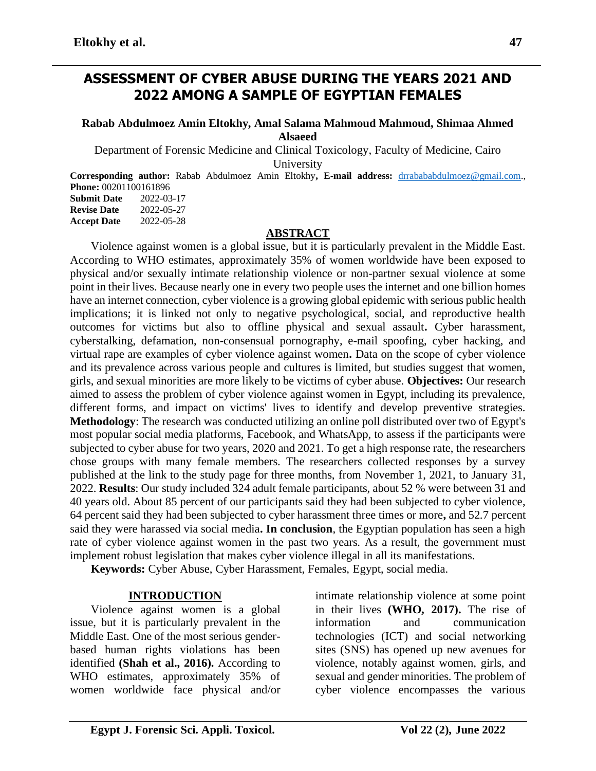# ASSESSMENT OF CYBER ABUSE DURING THE YEARS 2021 AND 2022 AMONG A SAMPLE OF EGYPTIAN FEMALES

**Rabab Abdulmoez Amin Eltokhy, Amal Salama Mahmoud Mahmoud, Shimaa Ahmed Alsaeed**

Department of Forensic Medicine and Clinical Toxicology, Faculty of Medicine, Cairo University

**Corresponding author:** Rabab Abdulmoez Amin Eltokhy**, E-mail address:** drrabababdulmoez@gmail.com., **Phone:** 00201100161896

**Submit Date** 2022-03-17
**Revise Date** 2022-05-27
**Accept Date** 2022-05-28

## ABSTRACT

Violence against women is a global issue, but it is particularly prevalent in the Middle East. According to WHO estimates, approximately 35% of women worldwide have been exposed to physical and/or sexually intimate relationship violence or non-partner sexual violence at some point in their lives. Because nearly one in every two people uses the internet and one billion homes have an internet connection, cyber violence is a growing global epidemic with serious public health implications; it is linked not only to negative psychological, social, and reproductive health outcomes for victims but also to offline physical and sexual assault**.** Cyber harassment, cyberstalking, defamation, non-consensual pornography, e-mail spoofing, cyber hacking, and virtual rape are examples of cyber violence against women**.** Data on the scope of cyber violence and its prevalence across various people and cultures is limited, but studies suggest that women, girls, and sexual minorities are more likely to be victims of cyber abuse. **Objectives:** Our research aimed to assess the problem of cyber violence against women in Egypt, including its prevalence, different forms, and impact on victims' lives to identify and develop preventive strategies. **Methodology**: The research was conducted utilizing an online poll distributed over two of Egypt's most popular social media platforms, Facebook, and WhatsApp, to assess if the participants were subjected to cyber abuse for two years, 2020 and 2021. To get a high response rate, the researchers chose groups with many female members. The researchers collected responses by a survey published at the link to the study page for three months, from November 1, 2021, to January 31, 2022. **Results**: Our study included 324 adult female participants, about 52 % were between 31 and 40 years old. About 85 percent of our participants said they had been subjected to cyber violence, 64 percent said they had been subjected to cyber harassment three times or more**,** and 52.7 percent said they were harassed via social media**. In conclusion**, the Egyptian population has seen a high rate of cyber violence against women in the past two years. As a result, the government must implement robust legislation that makes cyber violence illegal in all its manifestations.

**Keywords:** Cyber Abuse, Cyber Harassment, Females, Egypt, social media.

## INTRODUCTION

Violence against women is a global issue, but it is particularly prevalent in the Middle East. One of the most serious gender-based human rights violations has been identified **(Shah et al., 2016).** According to WHO estimates, approximately 35% of women worldwide face physical and/or intimate relationship violence at some point in their lives **(WHO, 2017).** The rise of information and communication technologies (ICT) and social networking sites (SNS) has opened up new avenues for violence, notably against women, girls, and sexual and gender minorities. The problem of cyber violence encompasses the various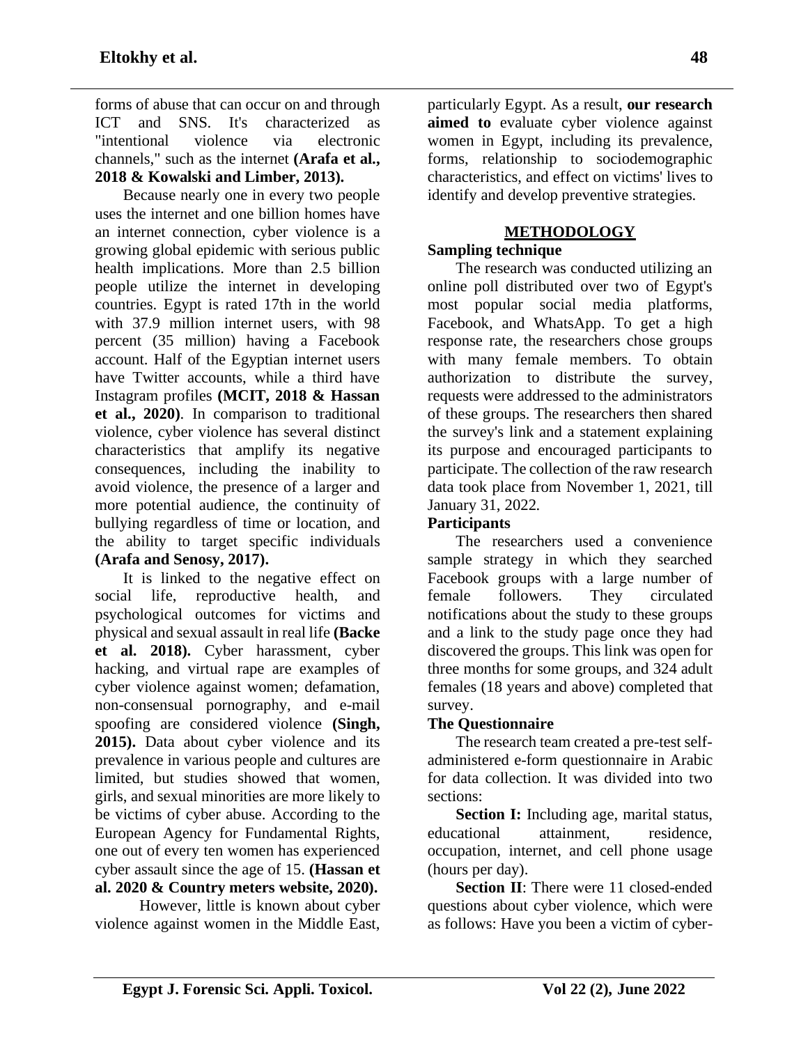forms of abuse that can occur on and through ICT and SNS. It's characterized as "intentional violence via electronic channels," such as the internet **(Arafa et al., 2018 & Kowalski and Limber, 2013).**

Because nearly one in every two people uses the internet and one billion homes have an internet connection, cyber violence is a growing global epidemic with serious public health implications. More than 2.5 billion people utilize the internet in developing countries. Egypt is rated 17th in the world with 37.9 million internet users, with 98 percent (35 million) having a Facebook account. Half of the Egyptian internet users have Twitter accounts, while a third have Instagram profiles **(MCIT, 2018 & Hassan et al., 2020)**. In comparison to traditional violence, cyber violence has several distinct characteristics that amplify its negative consequences, including the inability to avoid violence, the presence of a larger and more potential audience, the continuity of bullying regardless of time or location, and the ability to target specific individuals **(Arafa and Senosy, 2017).**

It is linked to the negative effect on social life, reproductive health, and psychological outcomes for victims and physical and sexual assault in real life **(Backe et al. 2018).** Cyber harassment, cyber hacking, and virtual rape are examples of cyber violence against women; defamation, non-consensual pornography, and e-mail spoofing are considered violence **(Singh, 2015).** Data about cyber violence and its prevalence in various people and cultures are limited, but studies showed that women, girls, and sexual minorities are more likely to be victims of cyber abuse. According to the European Agency for Fundamental Rights, one out of every ten women has experienced cyber assault since the age of 15. **(Hassan et al. 2020 & Country meters website, 2020).**

However, little is known about cyber violence against women in the Middle East, particularly Egypt. As a result, **our research aimed to** evaluate cyber violence against women in Egypt, including its prevalence, forms, relationship to sociodemographic characteristics, and effect on victims' lives to identify and develop preventive strategies.

## METHODOLOGY

### Sampling technique

The research was conducted utilizing an online poll distributed over two of Egypt's most popular social media platforms, Facebook, and WhatsApp. To get a high response rate, the researchers chose groups with many female members. To obtain authorization to distribute the survey, requests were addressed to the administrators of these groups. The researchers then shared the survey's link and a statement explaining its purpose and encouraged participants to participate. The collection of the raw research data took place from November 1, 2021, till January 31, 2022.

### Participants

The researchers used a convenience sample strategy in which they searched Facebook groups with a large number of female followers. They circulated notifications about the study to these groups and a link to the study page once they had discovered the groups. This link was open for three months for some groups, and 324 adult females (18 years and above) completed that survey.

### The Questionnaire

The research team created a pre-test self-administered e-form questionnaire in Arabic for data collection. It was divided into two sections:

**Section I:** Including age, marital status, educational attainment, residence, occupation, internet, and cell phone usage (hours per day).

**Section II**: There were 11 closed-ended questions about cyber violence, which were as follows: Have you been a victim of cyber-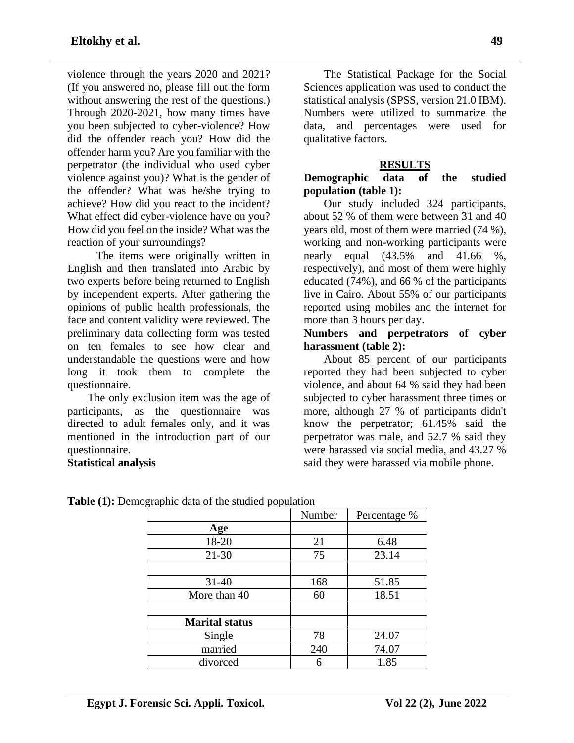violence through the years 2020 and 2021? (If you answered no, please fill out the form without answering the rest of the questions.) Through 2020-2021, how many times have you been subjected to cyber-violence? How did the offender reach you? How did the offender harm you? Are you familiar with the perpetrator (the individual who used cyber violence against you)? What is the gender of the offender? What was he/she trying to achieve? How did you react to the incident? What effect did cyber-violence have on you? How did you feel on the inside? What was the reaction of your surroundings?

The items were originally written in English and then translated into Arabic by two experts before being returned to English by independent experts. After gathering the opinions of public health professionals, the face and content validity were reviewed. The preliminary data collecting form was tested on ten females to see how clear and understandable the questions were and how long it took them to complete the questionnaire.

The only exclusion item was the age of participants, as the questionnaire was directed to adult females only, and it was mentioned in the introduction part of our questionnaire.

**Statistical analysis**

The Statistical Package for the Social Sciences application was used to conduct the statistical analysis (SPSS, version 21.0 IBM). Numbers were utilized to summarize the data, and percentages were used for qualitative factors.

## RESULTS

**Demographic data of the studied population (table 1):**

Our study included 324 participants, about 52 % of them were between 31 and 40 years old, most of them were married (74 %), working and non-working participants were nearly equal (43.5% and 41.66 %, respectively), and most of them were highly educated (74%), and 66 % of the participants live in Cairo. About 55% of our participants reported using mobiles and the internet for more than 3 hours per day.

**Numbers and perpetrators of cyber harassment (table 2):**

About 85 percent of our participants reported they had been subjected to cyber violence, and about 64 % said they had been subjected to cyber harassment three times or more, although 27 % of participants didn't know the perpetrator; 61.45% said the perpetrator was male, and 52.7 % said they were harassed via social media, and 43.27 % said they were harassed via mobile phone.

**Table (1):** Demographic data of the studied population

| | Number | Percentage % |
|---|---|---|
| **Age** | | |
| 18-20 | 21 | 6.48 |
| 21-30 | 75 | 23.14 |
| | | |
| 31-40 | 168 | 51.85 |
| More than 40 | 60 | 18.51 |
| | | |
| **Marital status** | | |
| Single | 78 | 24.07 |
| married | 240 | 74.07 |
| divorced | 6 | 1.85 |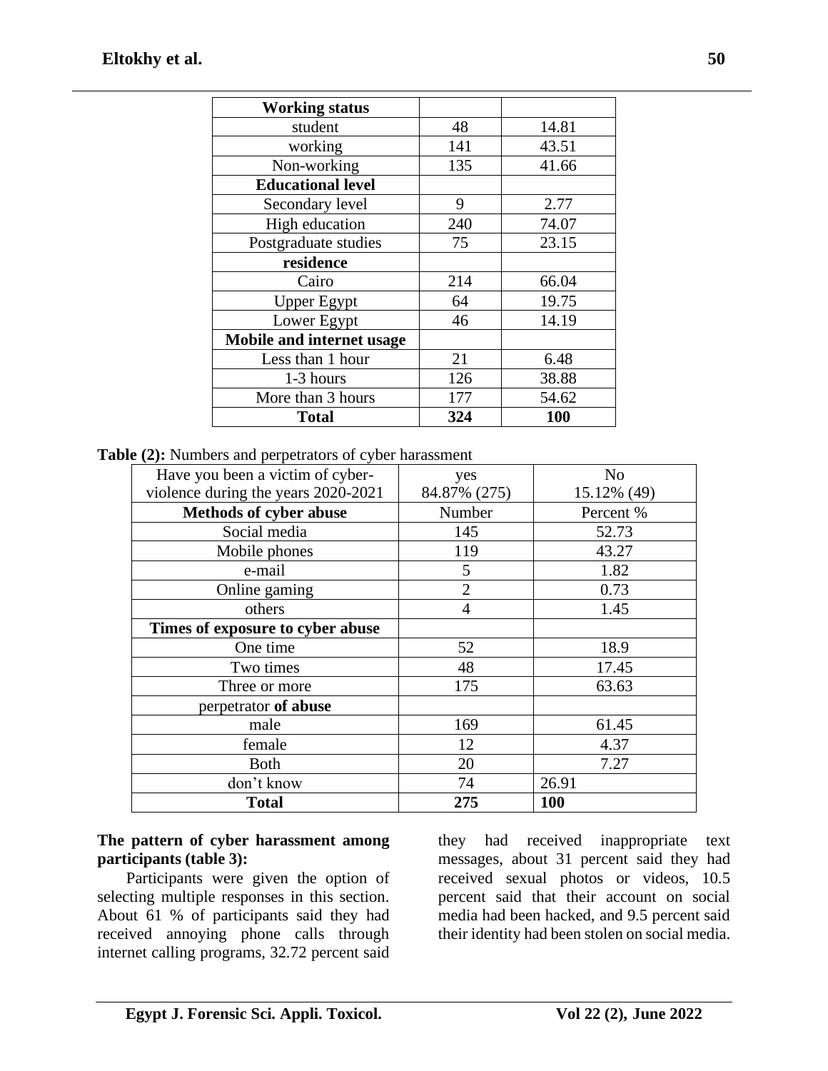| Working status | | |
|---|---|---|
| student | 48 | 14.81 |
| working | 141 | 43.51 |
| Non-working | 135 | 41.66 |
| **Educational level** | | |
| Secondary level | 9 | 2.77 |
| High education | 240 | 74.07 |
| Postgraduate studies | 75 | 23.15 |
| **residence** | | |
| Cairo | 214 | 66.04 |
| Upper Egypt | 64 | 19.75 |
| Lower Egypt | 46 | 14.19 |
| **Mobile and internet usage** | | |
| Less than 1 hour | 21 | 6.48 |
| 1-3 hours | 126 | 38.88 |
| More than 3 hours | 177 | 54.62 |
| **Total** | **324** | **100** |

**Table (2):** Numbers and perpetrators of cyber harassment

| Have you been a victim of cyber-violence during the years 2020-2021 | yes 84.87% (275) | No 15.12% (49) |
|---|---|---|
| **Methods of cyber abuse** | Number | Percent % |
| Social media | 145 | 52.73 |
| Mobile phones | 119 | 43.27 |
| e-mail | 5 | 1.82 |
| Online gaming | 2 | 0.73 |
| others | 4 | 1.45 |
| **Times of exposure to cyber abuse** | | |
| One time | 52 | 18.9 |
| Two times | 48 | 17.45 |
| Three or more | 175 | 63.63 |
| perpetrator **of abuse** | | |
| male | 169 | 61.45 |
| female | 12 | 4.37 |
| Both | 20 | 7.27 |
| don't know | 74 | 26.91 |
| **Total** | **275** | **100** |

**The pattern of cyber harassment among participants (table 3):**

Participants were given the option of selecting multiple responses in this section. About 61 % of participants said they had received annoying phone calls through internet calling programs, 32.72 percent said they had received inappropriate text messages, about 31 percent said they had received sexual photos or videos, 10.5 percent said that their account on social media had been hacked, and 9.5 percent said their identity had been stolen on social media.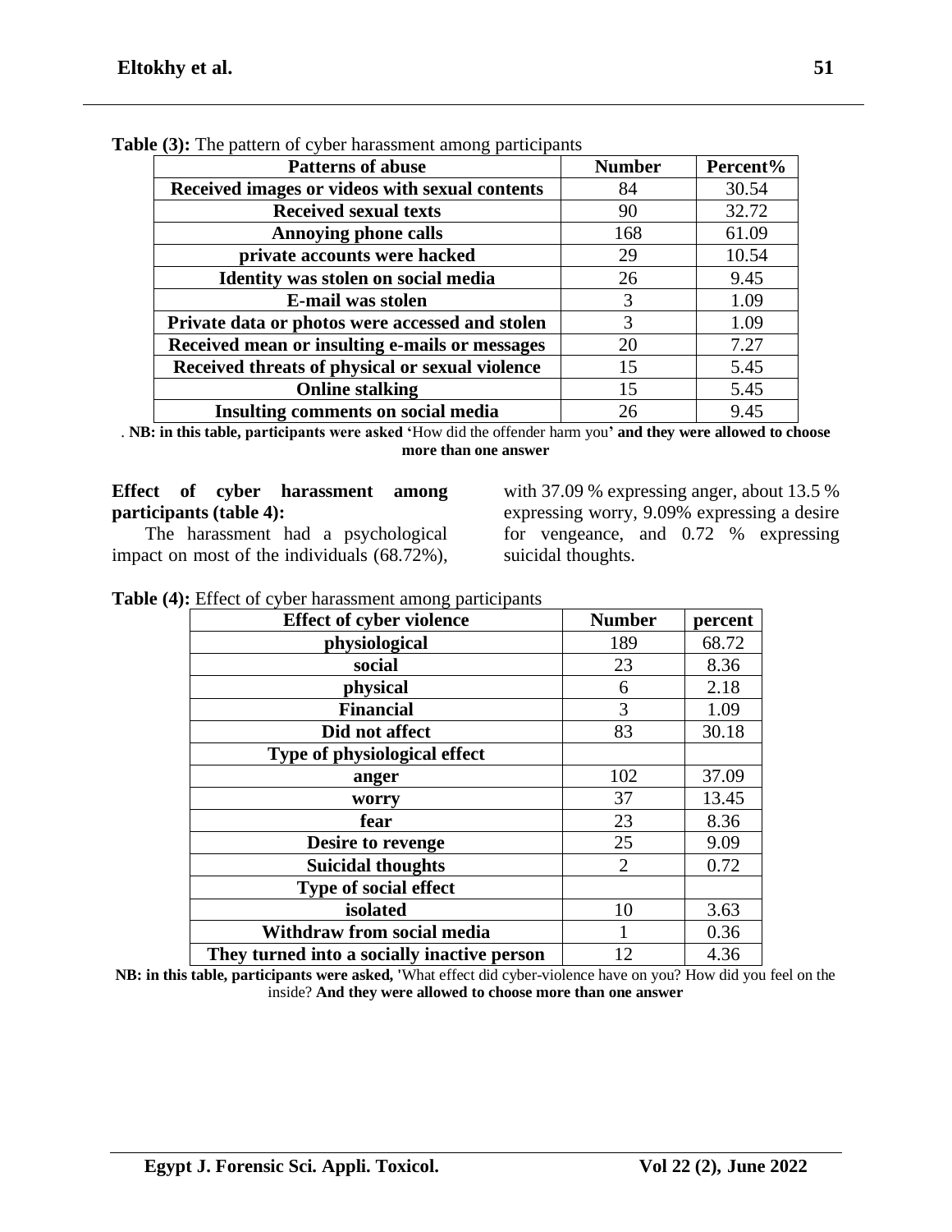**Table (3):** The pattern of cyber harassment among participants

| Patterns of abuse | Number | Percent% |
|---|---|---|
| Received images or videos with sexual contents | 84 | 30.54 |
| Received sexual texts | 90 | 32.72 |
| Annoying phone calls | 168 | 61.09 |
| private accounts were hacked | 29 | 10.54 |
| Identity was stolen on social media | 26 | 9.45 |
| E-mail was stolen | 3 | 1.09 |
| Private data or photos were accessed and stolen | 3 | 1.09 |
| Received mean or insulting e-mails or messages | 20 | 7.27 |
| Received threats of physical or sexual violence | 15 | 5.45 |
| Online stalking | 15 | 5.45 |
| Insulting comments on social media | 26 | 9.45 |

. **NB: in this table, participants were asked '**How did the offender harm you**' and they were allowed to choose more than one answer**

**Effect of cyber harassment among participants (table 4):**

The harassment had a psychological impact on most of the individuals (68.72%), with 37.09 % expressing anger, about 13.5 % expressing worry, 9.09% expressing a desire for vengeance, and 0.72 % expressing suicidal thoughts.

**Table (4):** Effect of cyber harassment among participants

| Effect of cyber violence | Number | percent |
|---|---|---|
| physiological | 189 | 68.72 |
| social | 23 | 8.36 |
| physical | 6 | 2.18 |
| Financial | 3 | 1.09 |
| Did not affect | 83 | 30.18 |
| Type of physiological effect | | |
| anger | 102 | 37.09 |
| worry | 37 | 13.45 |
| fear | 23 | 8.36 |
| Desire to revenge | 25 | 9.09 |
| Suicidal thoughts | 2 | 0.72 |
| Type of social effect | | |
| isolated | 10 | 3.63 |
| Withdraw from social media | 1 | 0.36 |
| They turned into a socially inactive person | 12 | 4.36 |

**NB: in this table, participants were asked, '**What effect did cyber-violence have on you? How did you feel on the inside? **And they were allowed to choose more than one answer**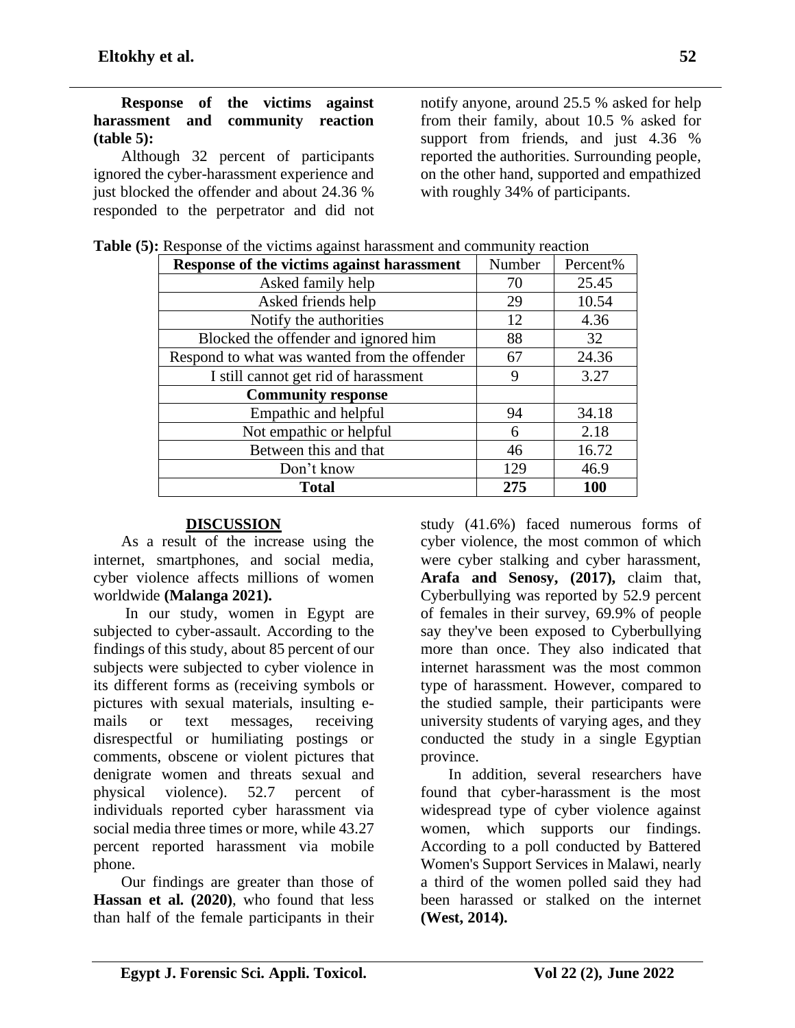**Response of the victims against harassment and community reaction (table 5):**

Although 32 percent of participants ignored the cyber-harassment experience and just blocked the offender and about 24.36 % responded to the perpetrator and did not notify anyone, around 25.5 % asked for help from their family, about 10.5 % asked for support from friends, and just 4.36 % reported the authorities. Surrounding people, on the other hand, supported and empathized with roughly 34% of participants.

**Table (5):** Response of the victims against harassment and community reaction

| Response of the victims against harassment | Number | Percent% |
|---|---|---|
| Asked family help | 70 | 25.45 |
| Asked friends help | 29 | 10.54 |
| Notify the authorities | 12 | 4.36 |
| Blocked the offender and ignored him | 88 | 32 |
| Respond to what was wanted from the offender | 67 | 24.36 |
| I still cannot get rid of harassment | 9 | 3.27 |
| **Community response** | | |
| Empathic and helpful | 94 | 34.18 |
| Not empathic or helpful | 6 | 2.18 |
| Between this and that | 46 | 16.72 |
| Don't know | 129 | 46.9 |
| **Total** | **275** | **100** |

## DISCUSSION

As a result of the increase using the internet, smartphones, and social media, cyber violence affects millions of women worldwide **(Malanga 2021).**

In our study, women in Egypt are subjected to cyber-assault. According to the findings of this study, about 85 percent of our subjects were subjected to cyber violence in its different forms as (receiving symbols or pictures with sexual materials, insulting e-mails or text messages, receiving disrespectful or humiliating postings or comments, obscene or violent pictures that denigrate women and threats sexual and physical violence). 52.7 percent of individuals reported cyber harassment via social media three times or more, while 43.27 percent reported harassment via mobile phone.

Our findings are greater than those of **Hassan et al. (2020)**, who found that less than half of the female participants in their study (41.6%) faced numerous forms of cyber violence, the most common of which were cyber stalking and cyber harassment, **Arafa and Senosy, (2017),** claim that, Cyberbullying was reported by 52.9 percent of females in their survey, 69.9% of people say they've been exposed to Cyberbullying more than once. They also indicated that internet harassment was the most common type of harassment. However, compared to the studied sample, their participants were university students of varying ages, and they conducted the study in a single Egyptian province.

In addition, several researchers have found that cyber-harassment is the most widespread type of cyber violence against women, which supports our findings. According to a poll conducted by Battered Women's Support Services in Malawi, nearly a third of the women polled said they had been harassed or stalked on the internet **(West, 2014).**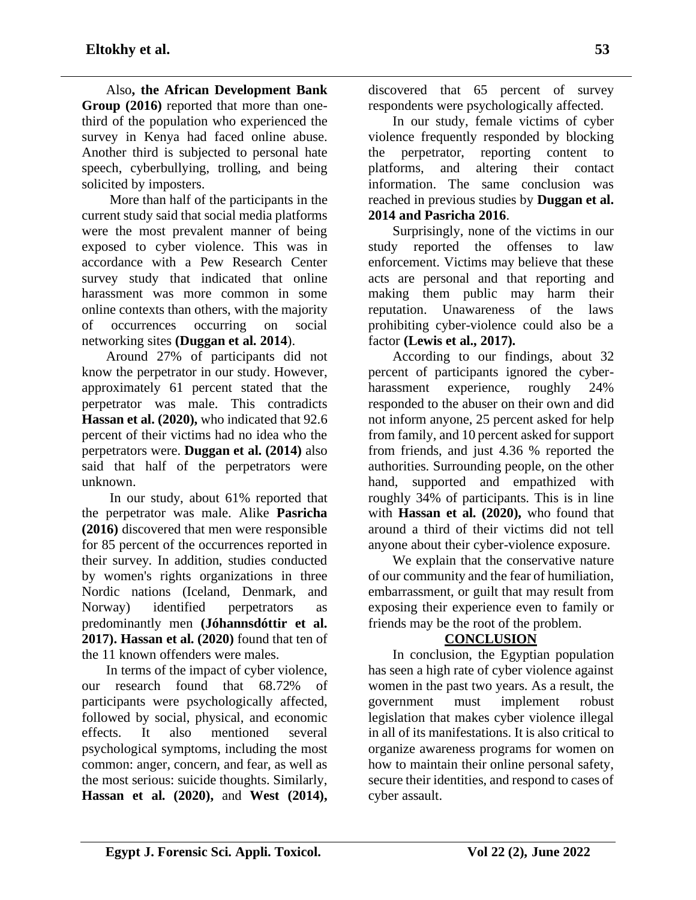Also**, the African Development Bank Group (2016)** reported that more than one-third of the population who experienced the survey in Kenya had faced online abuse. Another third is subjected to personal hate speech, cyberbullying, trolling, and being solicited by imposters.

More than half of the participants in the current study said that social media platforms were the most prevalent manner of being exposed to cyber violence. This was in accordance with a Pew Research Center survey study that indicated that online harassment was more common in some online contexts than others, with the majority of occurrences occurring on social networking sites **(Duggan et al. 2014**).

Around 27% of participants did not know the perpetrator in our study. However, approximately 61 percent stated that the perpetrator was male. This contradicts **Hassan et al. (2020),** who indicated that 92.6 percent of their victims had no idea who the perpetrators were. **Duggan et al. (2014)** also said that half of the perpetrators were unknown.

In our study, about 61% reported that the perpetrator was male. Alike **Pasricha (2016)** discovered that men were responsible for 85 percent of the occurrences reported in their survey. In addition, studies conducted by women's rights organizations in three Nordic nations (Iceland, Denmark, and Norway) identified perpetrators as predominantly men **(Jóhannsdóttir et al. 2017). Hassan et al. (2020)** found that ten of the 11 known offenders were males.

In terms of the impact of cyber violence, our research found that 68.72% of participants were psychologically affected, followed by social, physical, and economic effects. It also mentioned several psychological symptoms, including the most common: anger, concern, and fear, as well as the most serious: suicide thoughts. Similarly, **Hassan et al. (2020),** and **West (2014),** discovered that 65 percent of survey respondents were psychologically affected.

In our study, female victims of cyber violence frequently responded by blocking the perpetrator, reporting content to platforms, and altering their contact information. The same conclusion was reached in previous studies by **Duggan et al. 2014 and Pasricha 2016**.

Surprisingly, none of the victims in our study reported the offenses to law enforcement. Victims may believe that these acts are personal and that reporting and making them public may harm their reputation. Unawareness of the laws prohibiting cyber-violence could also be a factor **(Lewis et al., 2017).**

According to our findings, about 32 percent of participants ignored the cyber-harassment experience, roughly 24% responded to the abuser on their own and did not inform anyone, 25 percent asked for help from family, and 10 percent asked for support from friends, and just 4.36 % reported the authorities. Surrounding people, on the other hand, supported and empathized with roughly 34% of participants. This is in line with **Hassan et al. (2020),** who found that around a third of their victims did not tell anyone about their cyber-violence exposure.

We explain that the conservative nature of our community and the fear of humiliation, embarrassment, or guilt that may result from exposing their experience even to family or friends may be the root of the problem.

## CONCLUSION

In conclusion, the Egyptian population has seen a high rate of cyber violence against women in the past two years. As a result, the government must implement robust legislation that makes cyber violence illegal in all of its manifestations. It is also critical to organize awareness programs for women on how to maintain their online personal safety, secure their identities, and respond to cases of cyber assault.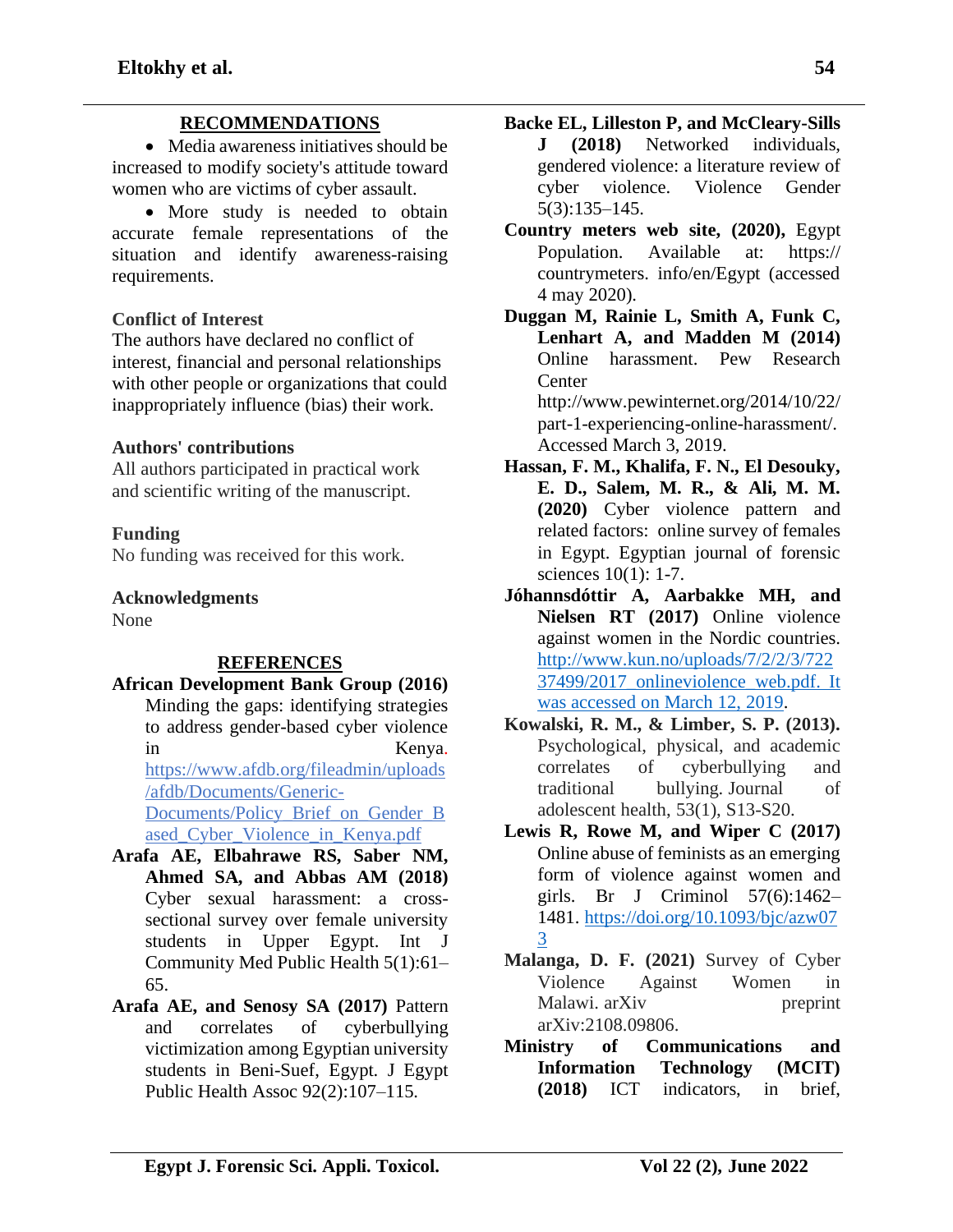## RECOMMENDATIONS

- Media awareness initiatives should be increased to modify society's attitude toward women who are victims of cyber assault.
- More study is needed to obtain accurate female representations of the situation and identify awareness-raising requirements.

### Conflict of Interest

The authors have declared no conflict of interest, financial and personal relationships with other people or organizations that could inappropriately influence (bias) their work.

### Authors' contributions

All authors participated in practical work and scientific writing of the manuscript.

### Funding

No funding was received for this work.

### Acknowledgments

None

## REFERENCES

**African Development Bank Group (2016)** Minding the gaps: identifying strategies to address gender-based cyber violence in Kenya. https://www.afdb.org/fileadmin/uploads/afdb/Documents/Generic-Documents/Policy_Brief_on_Gender_Based_Cyber_Violence_in_Kenya.pdf

**Arafa AE, Elbahrawe RS, Saber NM, Ahmed SA, and Abbas AM (2018)** Cyber sexual harassment: a cross-sectional survey over female university students in Upper Egypt. Int J Community Med Public Health 5(1):61–65.

**Arafa AE, and Senosy SA (2017)** Pattern and correlates of cyberbullying victimization among Egyptian university students in Beni-Suef, Egypt. J Egypt Public Health Assoc 92(2):107–115.

**Backe EL, Lilleston P, and McCleary-Sills J (2018)** Networked individuals, gendered violence: a literature review of cyber violence. Violence Gender 5(3):135–145.

**Country meters web site, (2020),** Egypt Population. Available at: https:// countrymeters. info/en/Egypt (accessed 4 may 2020).

**Duggan M, Rainie L, Smith A, Funk C, Lenhart A, and Madden M (2014)** Online harassment. Pew Research Center http://www.pewinternet.org/2014/10/22/part-1-experiencing-online-harassment/. Accessed March 3, 2019.

**Hassan, F. M., Khalifa, F. N., El Desouky, E. D., Salem, M. R., & Ali, M. M. (2020)** Cyber violence pattern and related factors: online survey of females in Egypt. Egyptian journal of forensic sciences 10(1): 1-7.

**Jóhannsdóttir A, Aarbakke MH, and Nielsen RT (2017)** Online violence against women in the Nordic countries. http://www.kun.no/uploads/7/2/2/3/72237499/2017_onlineviolence_web.pdf. It was accessed on March 12, 2019.

**Kowalski, R. M., & Limber, S. P. (2013).** Psychological, physical, and academic correlates of cyberbullying and traditional bullying. Journal of adolescent health, 53(1), S13-S20.

**Lewis R, Rowe M, and Wiper C (2017)** Online abuse of feminists as an emerging form of violence against women and girls. Br J Criminol 57(6):1462–1481. https://doi.org/10.1093/bjc/azw073

**Malanga, D. F. (2021)** Survey of Cyber Violence Against Women in Malawi. arXiv preprint arXiv:2108.09806.

**Ministry of Communications and Information Technology (MCIT) (2018)** ICT indicators, in brief,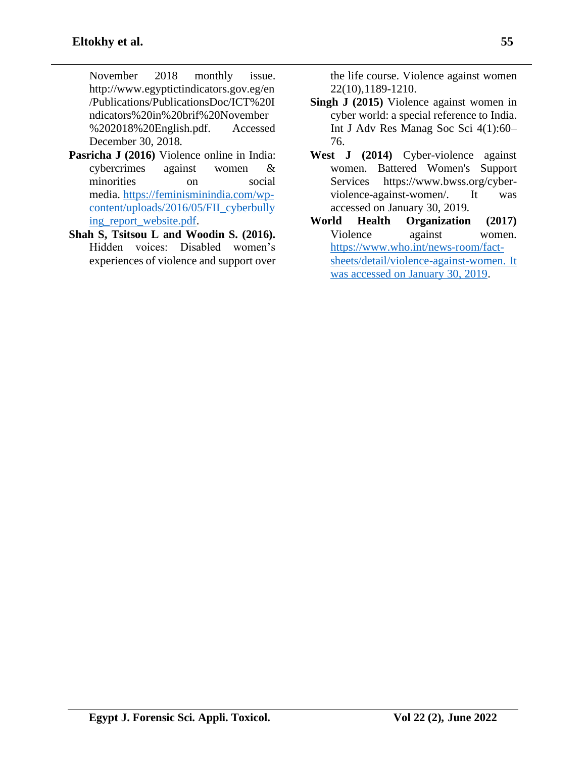November 2018 monthly issue. http://www.egyptictindicators.gov.eg/en/Publications/PublicationsDoc/ICT%20Indicators%20in%20brif%20November%202018%20English.pdf. Accessed December 30, 2018.

**Pasricha J (2016)** Violence online in India: cybercrimes against women & minorities on social media. https://feminisminindia.com/wp-content/uploads/2016/05/FII_cyberbullying_report_website.pdf.

**Shah S, Tsitsou L and Woodin S. (2016).** Hidden voices: Disabled women's experiences of violence and support over the life course. Violence against women 22(10),1189-1210.

**Singh J (2015)** Violence against women in cyber world: a special reference to India. Int J Adv Res Manag Soc Sci 4(1):60–76.

**West J (2014)** Cyber-violence against women. Battered Women's Support Services https://www.bwss.org/cyber-violence-against-women/. It was accessed on January 30, 2019.

**World Health Organization (2017)** Violence against women. https://www.who.int/news-room/fact-sheets/detail/violence-against-women. It was accessed on January 30, 2019.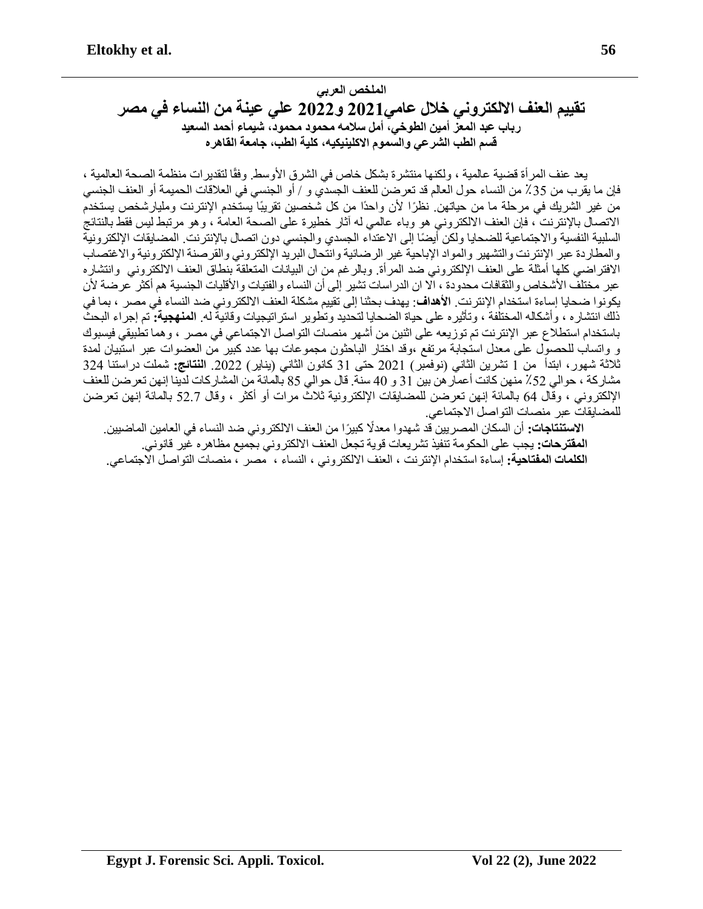**الملخص العربي**

# تقييم العنف الالكتروني خلال عامي2021 و2022 علي عينة من النساء في مصر

**رباب عبد المعز أمين الطوخي، أمل سلامه محمود محمود، شيماء أحمد السعيد**

**قسم الطب الشرعي والسموم الاكلينيكيه، كلية الطب، جامعة القاهره**

يعد عنف المرأة قضية عالمية ، ولكنها منتشرة بشكل خاص في الشرق الأوسط. وفقًا لتقديرات منظمة الصحة العالمية ، فإن ما يقرب من 35٪ من النساء حول العالم قد تعرضن للعنف الجسدي و / أو الجنسي في العلاقات الحميمة أو العنف الجنسي من غير الشريك في مرحلة ما من حياتهن. نظرًا لأن واحدًا من كل شخصين تقريبًا يستخدم الإنترنت ومليارشخص يستخدم الاتصال بالإنترنت ، فإن العنف الالكتروني هو وباء عالمي له آثار خطيرة على الصحة العامة ، وهو مرتبط ليس فقط بالنتائج السلبية النفسية والاجتماعية للضحايا ولكن أيضًا إلى الاعتداء الجسدي والجنسي دون اتصال بالإنترنت. المضايقات الإلكترونية والمطاردة عبر الإنترنت والتشهير والمواد الإباحية غير الرضائية وانتحال البريد الإلكتروني والقرصنة الإلكترونية والاغتصاب الافتراضي كلها أمثلة على العنف الإلكتروني ضد المرأة. وبالرغم من ان البيانات المتعلقة بنطاق العنف الالكتروني وانتشاره عبر مختلف الأشخاص والثقافات محدودة ، الا ان الدراسات تشير إلى أن النساء والفتيات والأقليات الجنسية هم أكثر عرضة لأن يكونوا ضحايا إساءة استخدام الإنترنت. **الأهداف**: يهدف بحثنا إلى تقييم مشكلة العنف الالكتروني ضد النساء في مصر ، بما في ذلك انتشاره ، وأشكاله المختلفة ، وتأثيره على حياة الضحايا لتحديد وتطوير استراتيجيات وقائية له. **المنهجية:** تم إجراء البحث باستخدام استطلاع عبر الإنترنت تم توزيعه على اثنين من أشهر منصات التواصل الاجتماعي في مصر ، وهما تطبيقي فيسبوك و واتساب للحصول على معدل استجابة مرتفع ،وقد اختار الباحثون مجموعات بها عدد كبير من العضوات عبر استبيان لمدة ثلاثة شهور، ابتدأ من 1 تشرين الثاني (نوفمبر) 2021 حتى 31 كانون الثاني (يناير) 2022. **النتائج:** شملت دراستنا 324 مشاركة ، حوالي 52٪ منهن كانت أعمارهن بين 31 و 40 سنة. قال حوالي 85 بالمائة من المشاركات لدينا إنهن تعرضن للعنف الإلكتروني ، وقال 64 بالمائة إنهن تعرضن للمضايقات الإلكترونية ثلاث مرات أو أكثر ، وقال 52.7 بالمائة إنهن تعرضن للمضايقات عبر منصات التواصل الاجتماعي.

**الاستنتاجات:** أن السكان المصريين قد شهدوا معدلًا كبيرًا من العنف الالكتروني ضد النساء في العامين الماضيين.

**المقترحات:** يجب على الحكومة تنفيذ تشريعات قوية تجعل العنف الالكتروني بجميع مظاهره غير قانوني.

**الكلمات المفتاحية:** إساءة استخدام الإنترنت ، العنف الالكتروني ، النساء ، مصر ، منصات التواصل الاجتماعي.